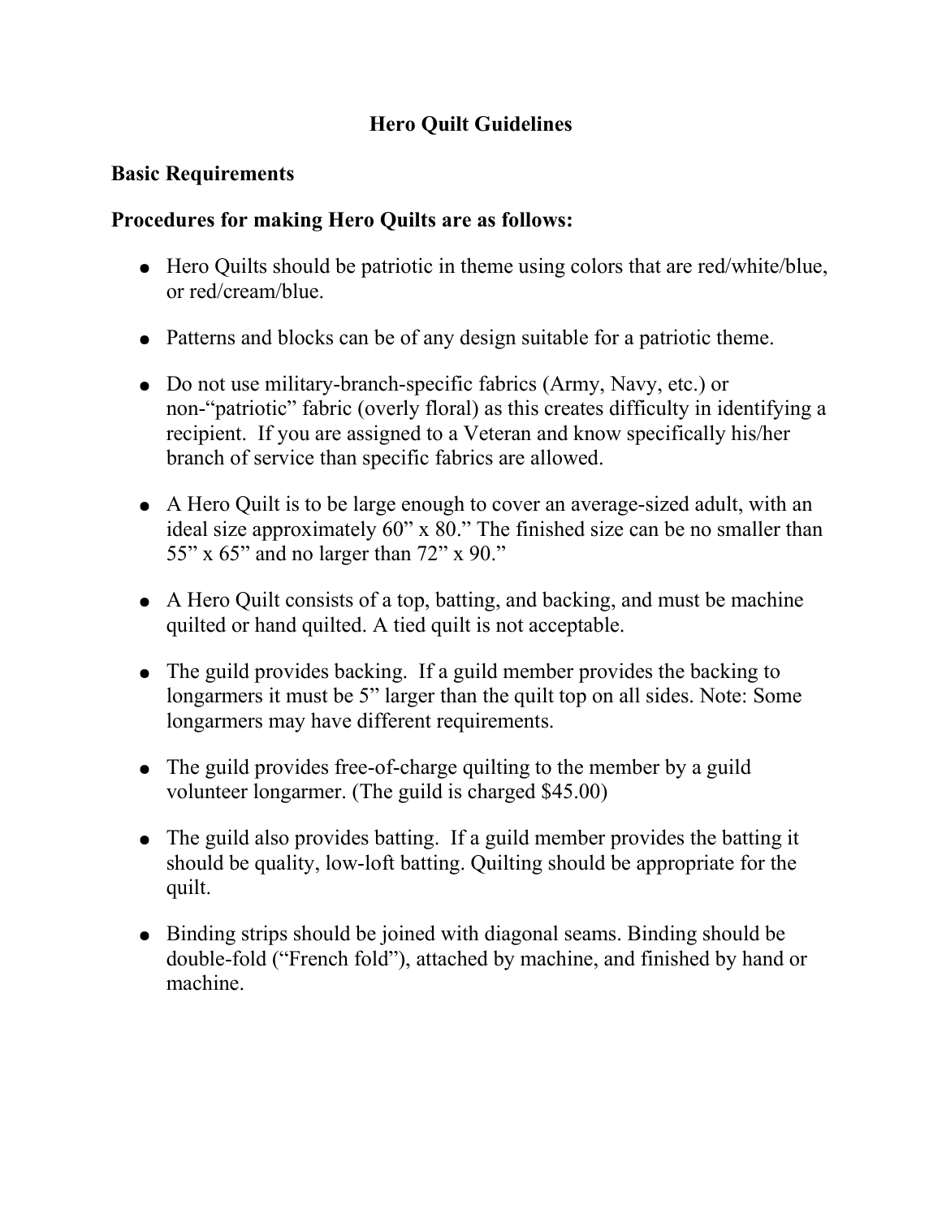# Hero Quilt Guidelines

## Basic Requirements

## Procedures for making Hero Quilts are as follows:

- Hero Quilts should be patriotic in theme using colors that are red/white/blue, or red/cream/blue.
- Patterns and blocks can be of any design suitable for a patriotic theme.
- Do not use military-branch-specific fabrics (Army, Navy, etc.) or non-"patriotic" fabric (overly floral) as this creates difficulty in identifying a recipient. If you are assigned to a Veteran and know specifically his/her branch of service than specific fabrics are allowed.
- A Hero Quilt is to be large enough to cover an average-sized adult, with an ideal size approximately 60" x 80." The finished size can be no smaller than 55" x 65" and no larger than 72" x 90."
- A Hero Quilt consists of a top, batting, and backing, and must be machine quilted or hand quilted. A tied quilt is not acceptable.
- The guild provides backing. If a guild member provides the backing to longarmers it must be 5" larger than the quilt top on all sides. Note: Some longarmers may have different requirements.
- The guild provides free-of-charge quilting to the member by a guild volunteer longarmer. (The guild is charged $45.00)
- The guild also provides batting. If a guild member provides the batting it should be quality, low-loft batting. Quilting should be appropriate for the quilt.
- Binding strips should be joined with diagonal seams. Binding should be double-fold ("French fold"), attached by machine, and finished by hand or machine.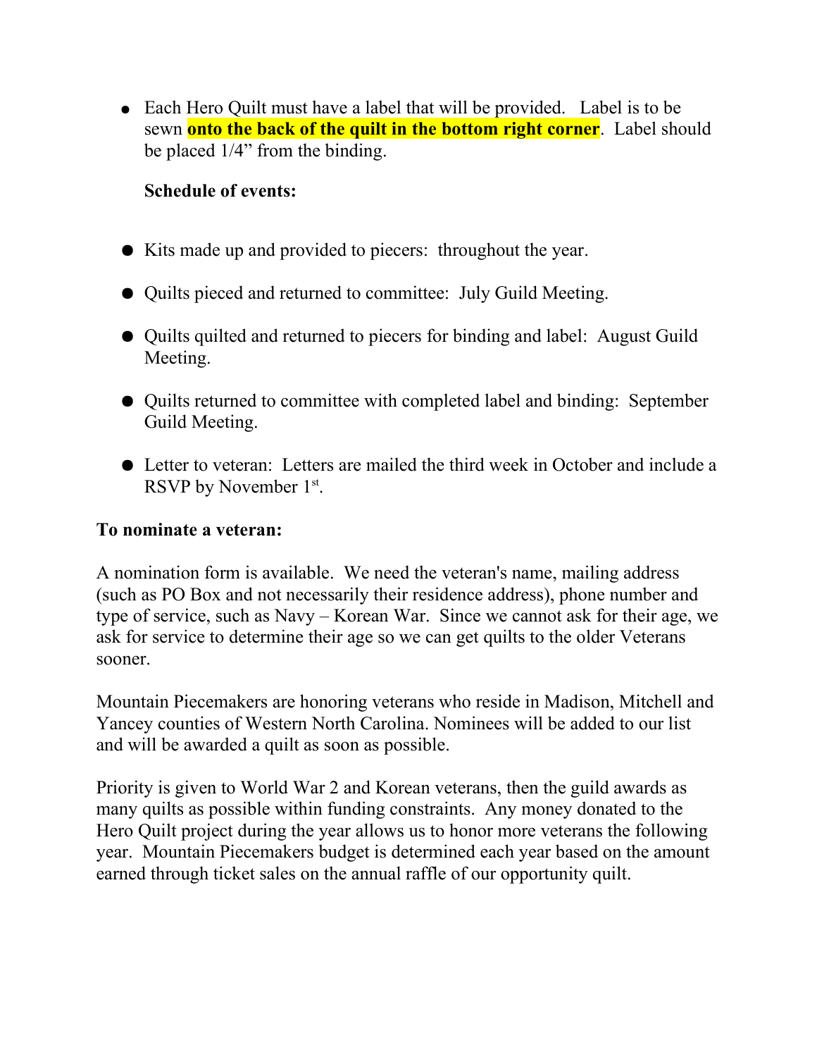- Each Hero Quilt must have a label that will be provided. Label is to be sewn **onto the back of the quilt in the bottom right corner**. Label should be placed 1/4" from the binding.

**Schedule of events:**

- Kits made up and provided to piecers: throughout the year.
- Quilts pieced and returned to committee: July Guild Meeting.
- Quilts quilted and returned to piecers for binding and label: August Guild Meeting.
- Quilts returned to committee with completed label and binding: September Guild Meeting.
- Letter to veteran: Letters are mailed the third week in October and include a RSVP by November 1st.

**To nominate a veteran:**

A nomination form is available. We need the veteran's name, mailing address (such as PO Box and not necessarily their residence address), phone number and type of service, such as Navy – Korean War. Since we cannot ask for their age, we ask for service to determine their age so we can get quilts to the older Veterans sooner.

Mountain Piecemakers are honoring veterans who reside in Madison, Mitchell and Yancey counties of Western North Carolina. Nominees will be added to our list and will be awarded a quilt as soon as possible.

Priority is given to World War 2 and Korean veterans, then the guild awards as many quilts as possible within funding constraints. Any money donated to the Hero Quilt project during the year allows us to honor more veterans the following year. Mountain Piecemakers budget is determined each year based on the amount earned through ticket sales on the annual raffle of our opportunity quilt.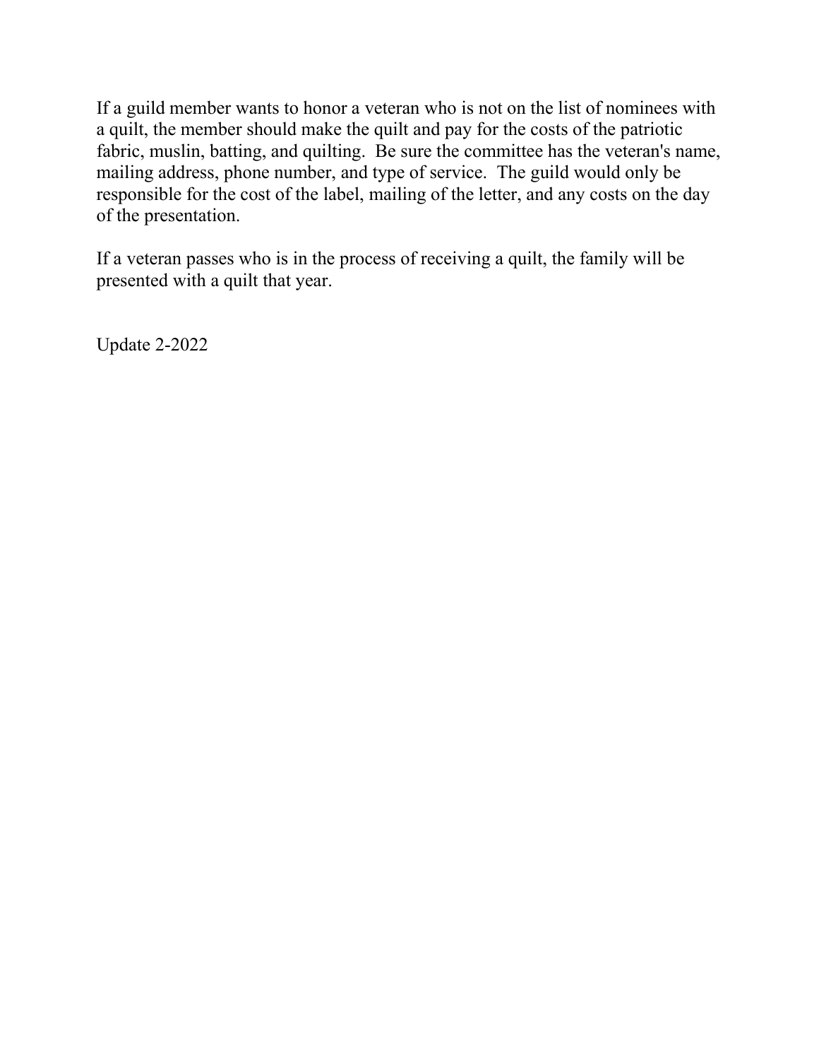If a guild member wants to honor a veteran who is not on the list of nominees with a quilt, the member should make the quilt and pay for the costs of the patriotic fabric, muslin, batting, and quilting. Be sure the committee has the veteran's name, mailing address, phone number, and type of service. The guild would only be responsible for the cost of the label, mailing of the letter, and any costs on the day of the presentation.

If a veteran passes who is in the process of receiving a quilt, the family will be presented with a quilt that year.

Update 2-2022